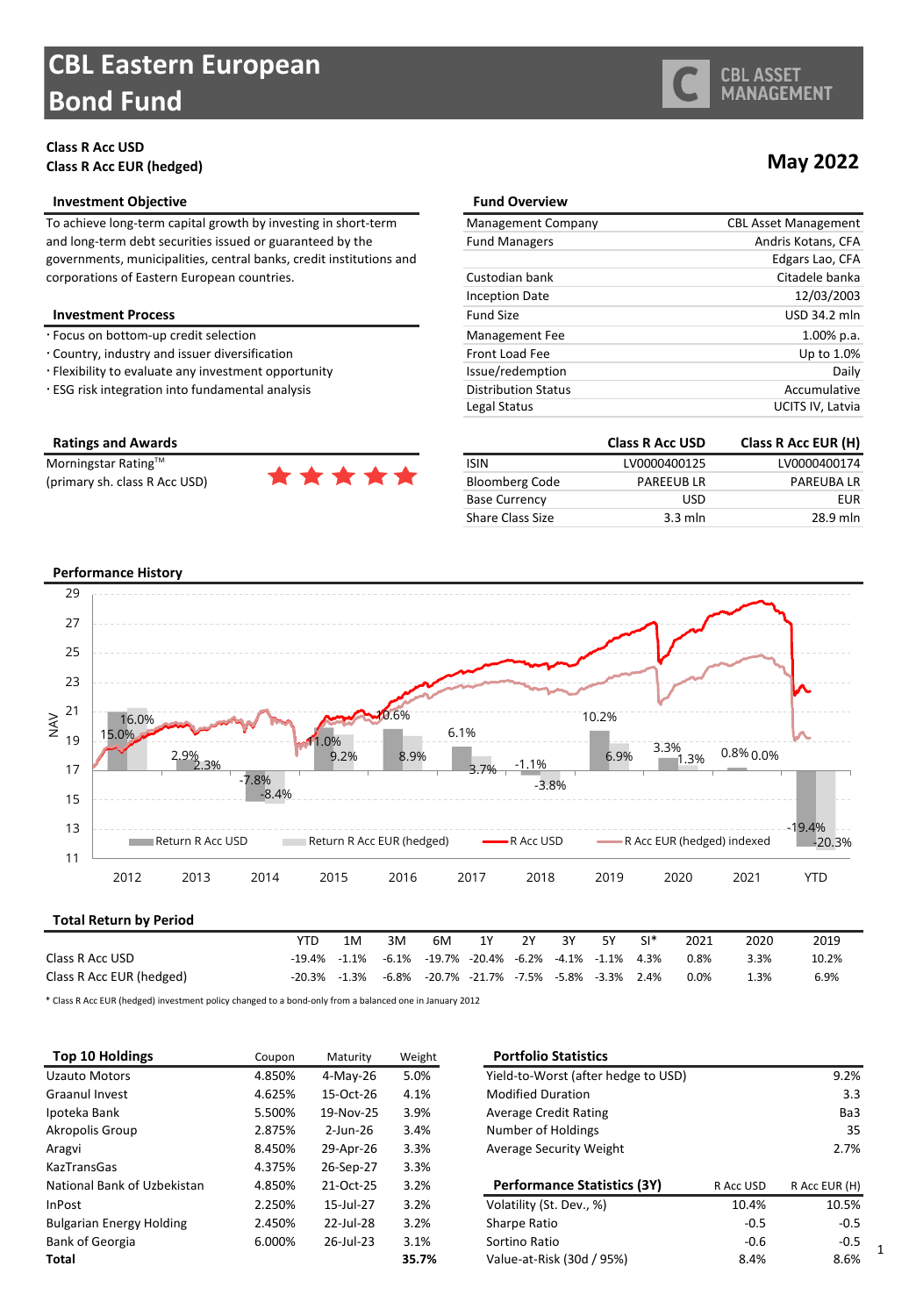# CBL Eastern European Bond Fund

CBL ASSET MANAGEMENT

**Class R Acc USD**
**Class R Acc EUR (hedged)**

**May 2022**

### Investment Objective

To achieve long-term capital growth by investing in short-term and long-term debt securities issued or guaranteed by the governments, municipalities, central banks, credit institutions and corporations of Eastern European countries.

### Investment Process

- Focus on bottom-up credit selection
- Country, industry and issuer diversification
- Flexibility to evaluate any investment opportunity
- ESG risk integration into fundamental analysis

### Ratings and Awards

Morningstar Rating™ (primary sh. class R Acc USD): ★★★★★

### Fund Overview

| | |
|---|---|
| Management Company | CBL Asset Management |
| Fund Managers | Andris Kotans, CFA |
| | Edgars Lao, CFA |
| Custodian bank | Citadele banka |
| Inception Date | 12/03/2003 |
| Fund Size | USD 34.2 mln |
| Management Fee | 1.00% p.a. |
| Front Load Fee | Up to 1.0% |
| Issue/redemption | Daily |
| Distribution Status | Accumulative |
| Legal Status | UCITS IV, Latvia |

| | Class R Acc USD | Class R Acc EUR (H) |
|---|---|---|
| ISIN | LV0000400125 | LV0000400174 |
| Bloomberg Code | PAREEUB LR | PAREUBA LR |
| Base Currency | USD | EUR |
| Share Class Size | 3.3 mln | 28.9 mln |

### Performance History

| | 2012 | 2013 | 2014 | 2015 | 2016 | 2017 | 2018 | 2019 | 2020 | 2021 | YTD |
|---|---|---|---|---|---|---|---|---|---|---|---|
| Return R Acc USD | 16.0% | 2.9% | -7.8% | 11.0% | 10.6% | 6.1% | -1.1% | 10.2% | 3.3% | 0.8% | -19.4% |
| Return R Acc EUR (hedged) | 15.0% | 2.3% | -8.4% | 9.2% | 8.9% | 3.7% | -3.8% | 6.9% | 1.3% | 0.0% | -20.3% |

### Total Return by Period

| | YTD | 1M | 3M | 6M | 1Y | 2Y | 3Y | 5Y | SI* | 2021 | 2020 | 2019 |
|---|---|---|---|---|---|---|---|---|---|---|---|---|
| Class R Acc USD | -19.4% | -1.1% | -6.1% | -19.7% | -20.4% | -6.2% | -4.1% | -1.1% | 4.3% | 0.8% | 3.3% | 10.2% |
| Class R Acc EUR (hedged) | -20.3% | -1.3% | -6.8% | -20.7% | -21.7% | -7.5% | -5.8% | -3.3% | 2.4% | 0.0% | 1.3% | 6.9% |

\* Class R Acc EUR (hedged) investment policy changed to a bond-only from a balanced one in January 2012

### Top 10 Holdings

| Top 10 Holdings | Coupon | Maturity | Weight |
|---|---|---|---|
| Uzauto Motors | 4.850% | 4-May-26 | 5.0% |
| Graanul Invest | 4.625% | 15-Oct-26 | 4.1% |
| Ipoteka Bank | 5.500% | 19-Nov-25 | 3.9% |
| Akropolis Group | 2.875% | 2-Jun-26 | 3.4% |
| Aragvi | 8.450% | 29-Apr-26 | 3.3% |
| KazTransGas | 4.375% | 26-Sep-27 | 3.3% |
| National Bank of Uzbekistan | 4.850% | 21-Oct-25 | 3.2% |
| InPost | 2.250% | 15-Jul-27 | 3.2% |
| Bulgarian Energy Holding | 2.450% | 22-Jul-28 | 3.2% |
| Bank of Georgia | 6.000% | 26-Jul-23 | 3.1% |
| **Total** | | | **35.7%** |

### Portfolio Statistics

| | |
|---|---|
| Yield-to-Worst (after hedge to USD) | 9.2% |
| Modified Duration | 3.3 |
| Average Credit Rating | Ba3 |
| Number of Holdings | 35 |
| Average Security Weight | 2.7% |

| Performance Statistics (3Y) | R Acc USD | R Acc EUR (H) |
|---|---|---|
| Volatility (St. Dev., %) | 10.4% | 10.5% |
| Sharpe Ratio | -0.5 | -0.5 |
| Sortino Ratio | -0.6 | -0.5 |
| Value-at-Risk (30d / 95%) | 8.4% | 8.6% |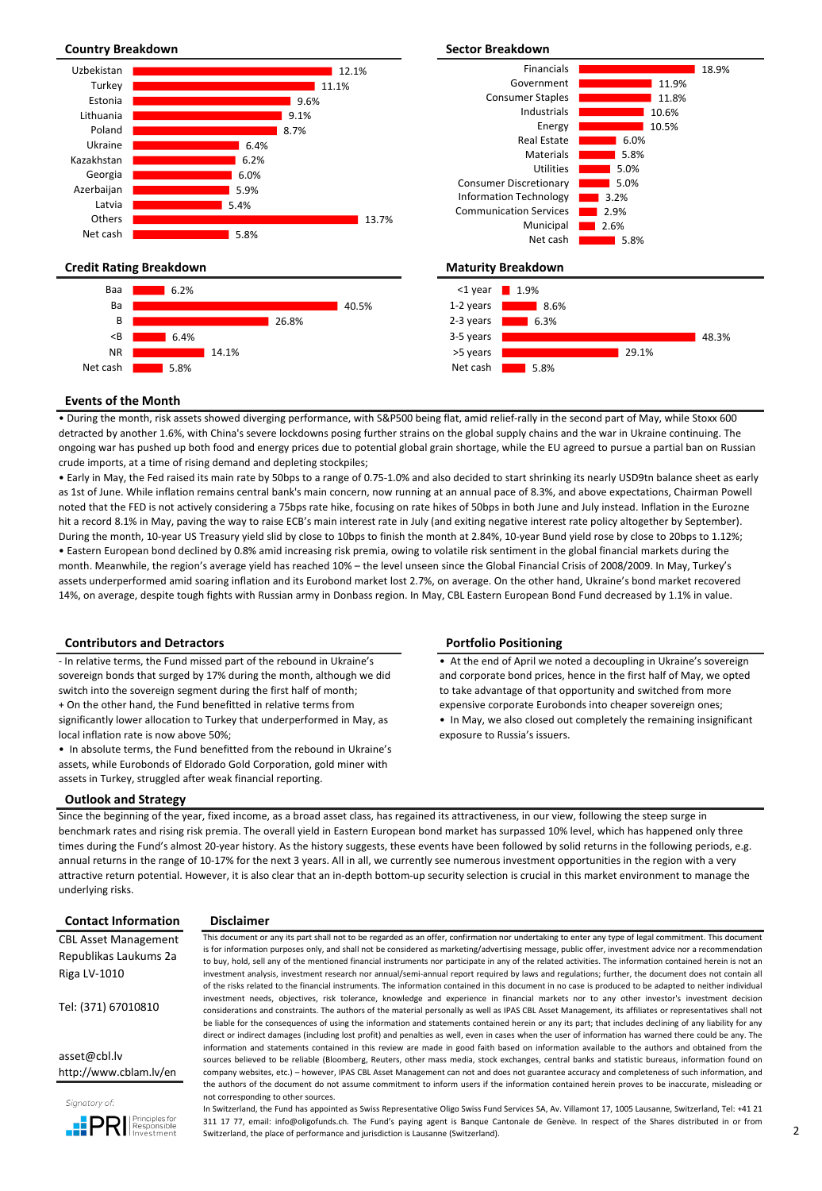## Country Breakdown

Uzbekistan 12.1%
Turkey 11.1%
Estonia 9.6%
Lithuania 9.1%
Poland 8.7%
Ukraine 6.4%
Kazakhstan 6.2%
Georgia 6.0%
Azerbaijan 5.9%
Latvia 5.4%
Others 13.7%
Net cash 5.8%

## Sector Breakdown

Financials 18.9%
Government 11.9%
Consumer Staples 11.8%
Industrials 10.6%
Energy 10.5%
Real Estate 6.0%
Materials 5.8%
Utilities 5.0%
Consumer Discretionary 5.0%
Information Technology 3.2%
Communication Services 2.9%
Municipal 2.6%
Net cash 5.8%

## Credit Rating Breakdown

Baa 6.2%
Ba 40.5%
B 26.8%
<B 6.4%
NR 14.1%
Net cash 5.8%

## Maturity Breakdown

<1 year 1.9%
1-2 years 8.6%
2-3 years 6.3%
3-5 years 48.3%
>5 years 29.1%
Net cash 5.8%

## Events of the Month

• During the month, risk assets showed diverging performance, with S&P500 being flat, amid relief-rally in the second part of May, while Stoxx 600 detracted by another 1.6%, with China's severe lockdowns posing further strains on the global supply chains and the war in Ukraine continuing. The ongoing war has pushed up both food and energy prices due to potential global grain shortage, while the EU agreed to pursue a partial ban on Russian crude imports, at a time of rising demand and depleting stockpiles;

• Early in May, the Fed raised its main rate by 50bps to a range of 0.75-1.0% and also decided to start shrinking its nearly USD9tn balance sheet as early as 1st of June. While inflation remains central bank's main concern, now running at an annual pace of 8.3%, and above expectations, Chairman Powell noted that the FED is not actively considering a 75bps rate hike, focusing on rate hikes of 50bps in both June and July instead. Inflation in the Eurozne hit a record 8.1% in May, paving the way to raise ECB's main interest rate in July (and exiting negative interest rate policy altogether by September). During the month, 10-year US Treasury yield slid by close to 10bps to finish the month at 2.84%, 10-year Bund yield rose by close to 20bps to 1.12%;

• Eastern European bond declined by 0.8% amid increasing risk premia, owing to volatile risk sentiment in the global financial markets during the month. Meanwhile, the region's average yield has reached 10% – the level unseen since the Global Financial Crisis of 2008/2009. In May, Turkey's assets underperformed amid soaring inflation and its Eurobond market lost 2.7%, on average. On the other hand, Ukraine's bond market recovered 14%, on average, despite tough fights with Russian army in Donbass region. In May, CBL Eastern European Bond Fund decreased by 1.1% in value.

## Contributors and Detractors

- In relative terms, the Fund missed part of the rebound in Ukraine's sovereign bonds that surged by 17% during the month, although we did switch into the sovereign segment during the first half of month;

+ On the other hand, the Fund benefitted in relative terms from significantly lower allocation to Turkey that underperformed in May, as local inflation rate is now above 50%;

• In absolute terms, the Fund benefitted from the rebound in Ukraine's assets, while Eurobonds of Eldorado Gold Corporation, gold miner with assets in Turkey, struggled after weak financial reporting.

## Portfolio Positioning

• At the end of April we noted a decoupling in Ukraine's sovereign and corporate bond prices, hence in the first half of May, we opted to take advantage of that opportunity and switched from more expensive corporate Eurobonds into cheaper sovereign ones;

• In May, we also closed out completely the remaining insignificant exposure to Russia's issuers.

## Outlook and Strategy

Since the beginning of the year, fixed income, as a broad asset class, has regained its attractiveness, in our view, following the steep surge in benchmark rates and rising risk premia. The overall yield in Eastern European bond market has surpassed 10% level, which has happened only three times during the Fund's almost 20-year history. As the history suggests, these events have been followed by solid returns in the following periods, e.g. annual returns in the range of 10-17% for the next 3 years. All in all, we currently see numerous investment opportunities in the region with a very attractive return potential. However, it is also clear that an in-depth bottom-up security selection is crucial in this market environment to manage the underlying risks.

## Contact Information

CBL Asset Management
Republikas Laukums 2a
Riga LV-1010

Tel: (371) 67010810

asset@cbl.lv
http://www.cblam.lv/en

Signatory of: PRI Principles for Responsible Investment

## Disclaimer

This document or any its part shall not to be regarded as an offer, confirmation nor undertaking to enter any type of legal commitment. This document is for information purposes only, and shall not be considered as marketing/advertising message, public offer, investment advice nor a recommendation to buy, hold, sell any of the mentioned financial instruments nor participate in any of the related activities. The information contained herein is not an investment analysis, investment research nor annual/semi-annual report required by laws and regulations; further, the document does not contain all of the risks related to the financial instruments. The information contained in this document in no case is produced to be adapted to neither individual investment needs, objectives, risk tolerance, knowledge and experience in financial markets nor to any other investor's investment decision considerations and constraints. The authors of the material personally as well as IPAS CBL Asset Management, its affiliates or representatives shall not be liable for the consequences of using the information and statements contained herein or any its part; that includes declining of any liability for any direct or indirect damages (including lost profit) and penalties as well, even in cases when the user of information has warned there could be any. The information and statements contained in this review are made in good faith based on information available to the authors and obtained from the sources believed to be reliable (Bloomberg, Reuters, other mass media, stock exchanges, central banks and statistic bureaus, information found on company websites, etc.) – however, IPAS CBL Asset Management can not and does not guarantee accuracy and completeness of such information, and the authors of the document do not assume commitment to inform users if the information contained herein proves to be inaccurate, misleading or not corresponding to other sources.

In Switzerland, the Fund has appointed as Swiss Representative Oligo Swiss Fund Services SA, Av. Villamont 17, 1005 Lausanne, Switzerland, Tel: +41 21 311 17 77, email: info@oligofunds.ch. The Fund's paying agent is Banque Cantonale de Genève. In respect of the Shares distributed in or from Switzerland, the place of performance and jurisdiction is Lausanne (Switzerland).